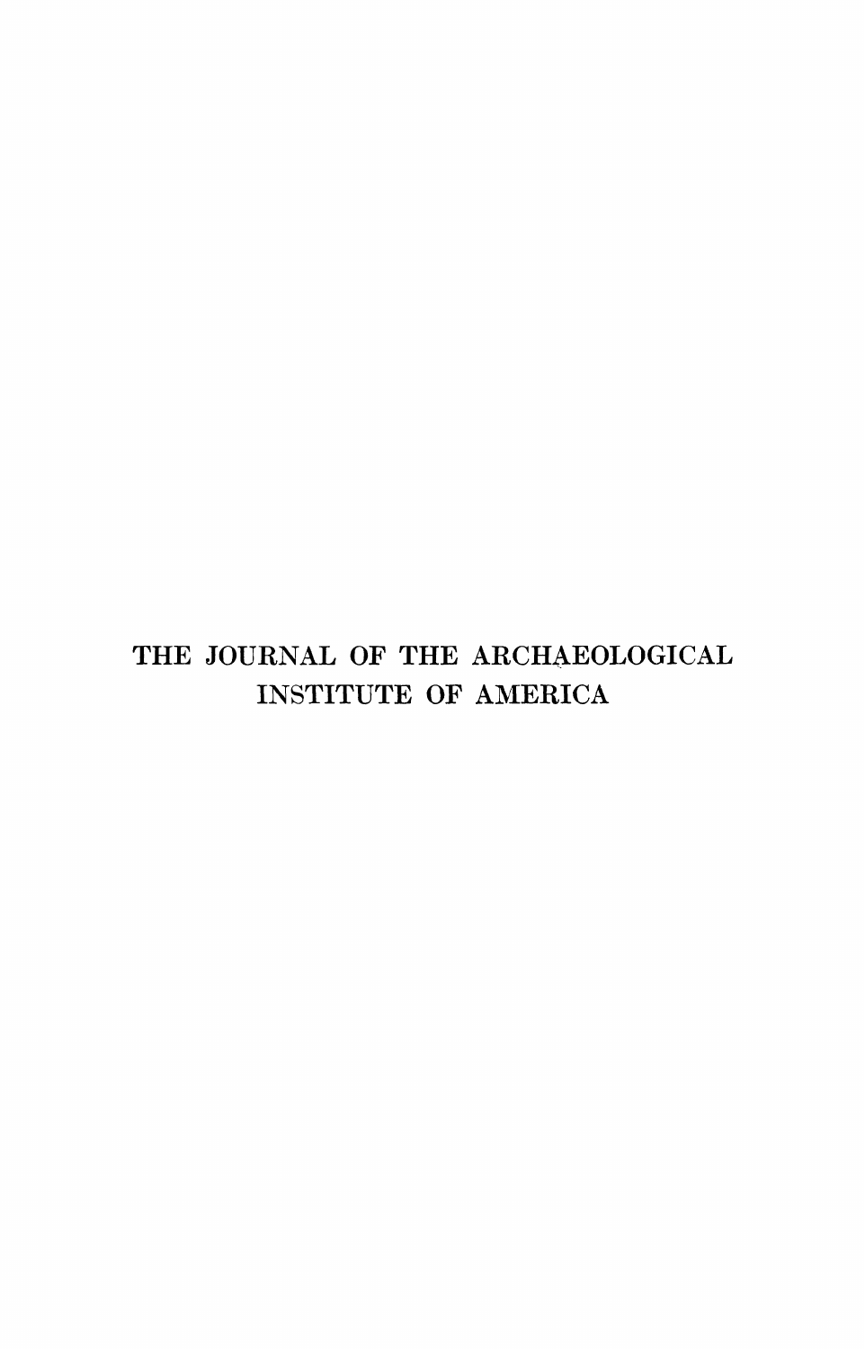# THE JOURNAL OF THE ARCHAEOLOGICAL INSTITUTE OF AMERICA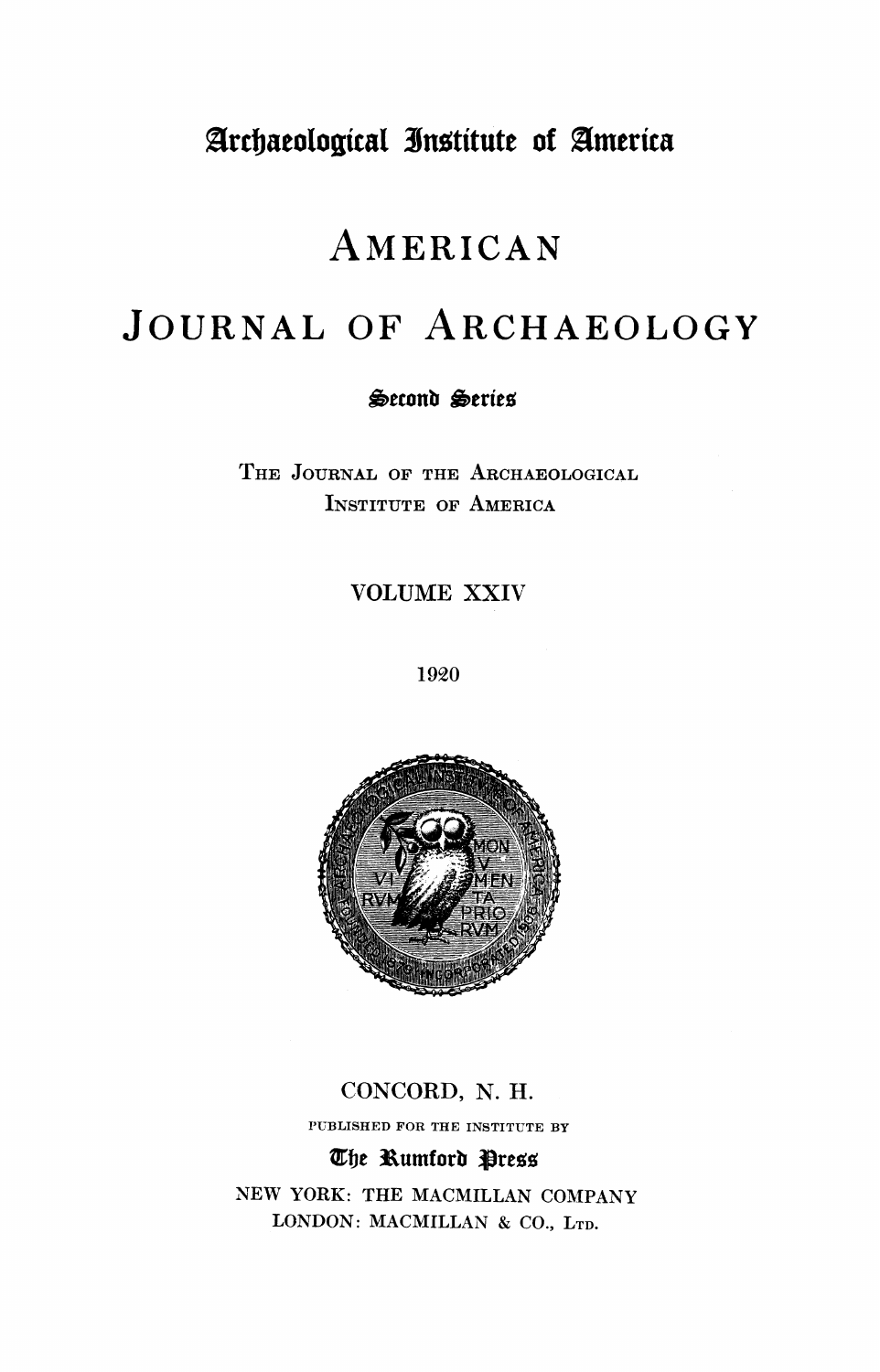Archaeological Institute of America

# AMERICAN JOURNAL OF ARCHAEOLOGY

Second Series

THE JOURNAL OF THE ARCHAEOLOGICAL INSTITUTE OF AMERICA

VOLUME XXIV

1920

CONCORD, N. H.

PUBLISHED FOR THE INSTITUTE BY

The Rumford Press

NEW YORK: THE MACMILLAN COMPANY

LONDON: MACMILLAN & CO., LTD.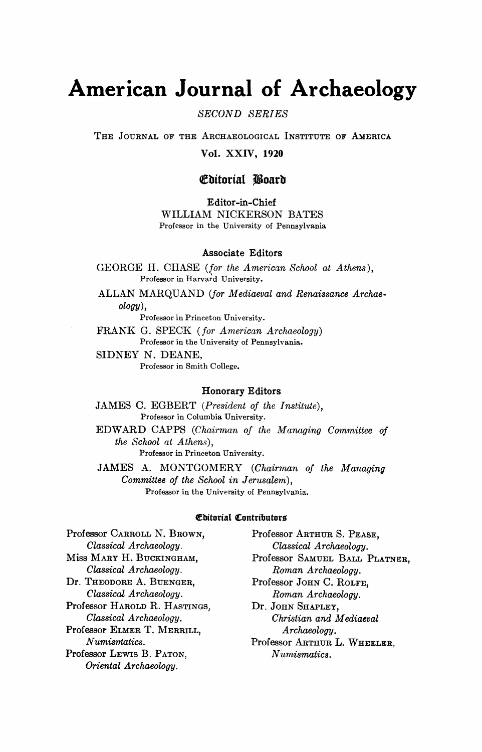# American Journal of Archaeology

*SECOND SERIES*

THE JOURNAL OF THE ARCHAEOLOGICAL INSTITUTE OF AMERICA

**Vol. XXIV, 1920**

## Editorial Board

**Editor-in-Chief**

WILLIAM NICKERSON BATES
Professor in the University of Pennsylvania

**Associate Editors**

GEORGE H. CHASE (*for the American School at Athens*),
Professor in Harvard University.

ALLAN MARQUAND (*for Mediaeval and Renaissance Archaeology*),
Professor in Princeton University.

FRANK G. SPECK (*for American Archaeology*)
Professor in the University of Pennsylvania.

SIDNEY N. DEANE,
Professor in Smith College.

**Honorary Editors**

JAMES C. EGBERT (*President of the Institute*),
Professor in Columbia University.

EDWARD CAPPS (*Chairman of the Managing Committee of the School at Athens*),
Professor in Princeton University.

JAMES A. MONTGOMERY (*Chairman of the Managing Committee of the School in Jerusalem*),
Professor in the University of Pennsylvania.

**Editorial Contributors**

Professor CARROLL N. BROWN,
*Classical Archaeology.*

Miss MARY H. BUCKINGHAM,
*Classical Archaeology.*

Dr. THEODORE A. BUENGER,
*Classical Archaeology.*

Professor HAROLD R. HASTINGS,
*Classical Archaeology.*

Professor ELMER T. MERRILL,
*Numismatics.*

Professor LEWIS B. PATON,
*Oriental Archaeology.*

Professor ARTHUR S. PEASE,
*Classical Archaeology.*

Professor SAMUEL BALL PLATNER,
*Roman Archaeology.*

Professor JOHN C. ROLFE,
*Roman Archaeology.*

Dr. JOHN SHAPLEY,
*Christian and Mediaeval Archaeology.*

Professor ARTHUR L. WHEELER,
*Numismatics.*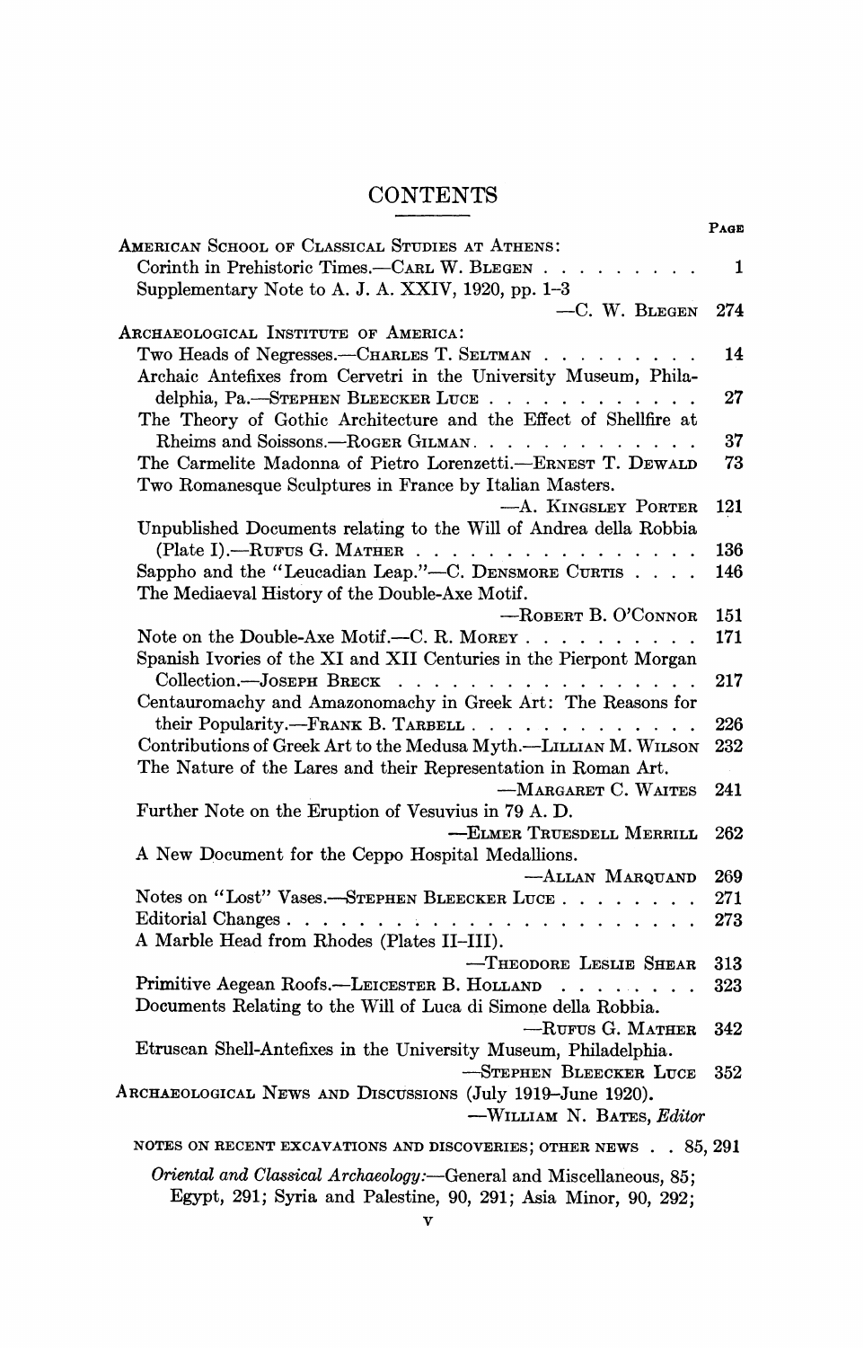# CONTENTS

PAGE

AMERICAN SCHOOL OF CLASSICAL STUDIES AT ATHENS:

Corinth in Prehistoric Times.—CARL W. BLEGEN . . . . . . . . . 1

Supplementary Note to A. J. A. XXIV, 1920, pp. 1–3 —C. W. BLEGEN 274

ARCHAEOLOGICAL INSTITUTE OF AMERICA:

Two Heads of Negresses.—CHARLES T. SELTMAN . . . . . . . . . 14

Archaic Antefixes from Cervetri in the University Museum, Philadelphia, Pa.—STEPHEN BLEECKER LUCE . . . . . . . . . . . . 27

The Theory of Gothic Architecture and the Effect of Shellfire at Rheims and Soissons.—ROGER GILMAN. . . . . . . . . . . . . 37

The Carmelite Madonna of Pietro Lorenzetti.—ERNEST T. DEWALD 73

Two Romanesque Sculptures in France by Italian Masters. —A. KINGSLEY PORTER 121

Unpublished Documents relating to the Will of Andrea della Robbia (Plate I).—RUFUS G. MATHER . . . . . . . . . . . . . . . 136

Sappho and the "Leucadian Leap."—C. DENSMORE CURTIS . . . . 146

The Mediaeval History of the Double-Axe Motif. —ROBERT B. O'CONNOR 151

Note on the Double-Axe Motif.—C. R. MOREY . . . . . . . . . . 171

Spanish Ivories of the XI and XII Centuries in the Pierpont Morgan Collection.—JOSEPH BRECK . . . . . . . . . . . . . . . . 217

Centauromachy and Amazonomachy in Greek Art: The Reasons for their Popularity.—FRANK B. TARBELL . . . . . . . . . . . . . 226

Contributions of Greek Art to the Medusa Myth.—LILLIAN M. WILSON 232

The Nature of the Lares and their Representation in Roman Art. —MARGARET C. WAITES 241

Further Note on the Eruption of Vesuvius in 79 A. D. —ELMER TRUESDELL MERRILL 262

A New Document for the Ceppo Hospital Medallions. —ALLAN MARQUAND 269

Notes on "Lost" Vases.—STEPHEN BLEECKER LUCE . . . . . . . . 271

Editorial Changes . . . . . . . . . . . . . . . . . . . . . . 273

A Marble Head from Rhodes (Plates II–III). —THEODORE LESLIE SHEAR 313

Primitive Aegean Roofs.—LEICESTER B. HOLLAND . . . . . . . . 323

Documents Relating to the Will of Luca di Simone della Robbia. —RUFUS G. MATHER 342

Etruscan Shell-Antefixes in the University Museum, Philadelphia. —STEPHEN BLEECKER LUCE 352

ARCHAEOLOGICAL NEWS AND DISCUSSIONS (July 1919–June 1920). —WILLIAM N. BATES, *Editor*

NOTES ON RECENT EXCAVATIONS AND DISCOVERIES; OTHER NEWS . . 85, 291

*Oriental and Classical Archaeology:*—General and Miscellaneous, 85; Egypt, 291; Syria and Palestine, 90, 291; Asia Minor, 90, 292;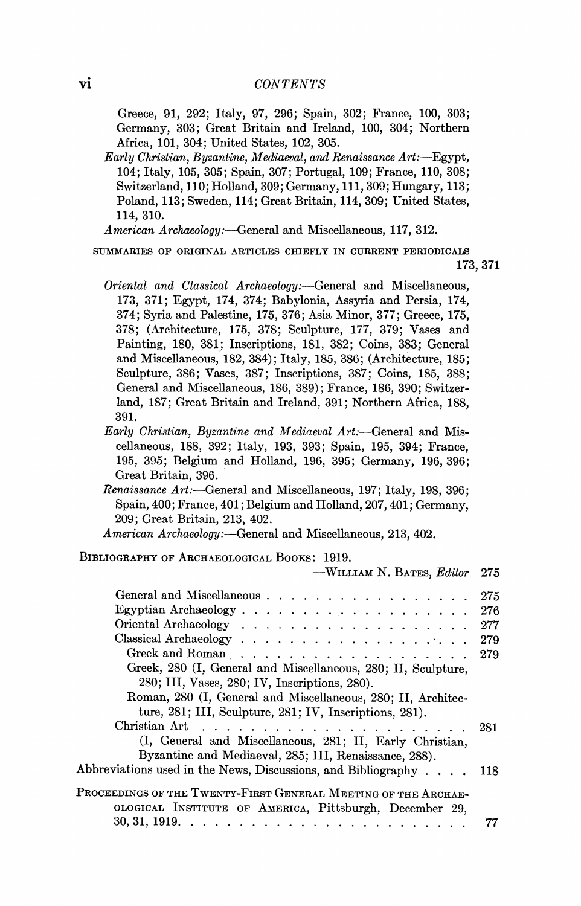Greece, 91, 292; Italy, 97, 296; Spain, 302; France, 100, 303; Germany, 303; Great Britain and Ireland, 100, 304; Northern Africa, 101, 304; United States, 102, 305.

*Early Christian, Byzantine, Mediaeval, and Renaissance Art:*—Egypt, 104; Italy, 105, 305; Spain, 307; Portugal, 109; France, 110, 308; Switzerland, 110; Holland, 309; Germany, 111, 309; Hungary, 113; Poland, 113; Sweden, 114; Great Britain, 114, 309; United States, 114, 310.

*American Archaeology:*—General and Miscellaneous, 117, 312.

SUMMARIES OF ORIGINAL ARTICLES CHIEFLY IN CURRENT PERIODICALS 173, 371

*Oriental and Classical Archaeology:*—General and Miscellaneous, 173, 371; Egypt, 174, 374; Babylonia, Assyria and Persia, 174, 374; Syria and Palestine, 175, 376; Asia Minor, 377; Greece, 175, 378; (Architecture, 175, 378; Sculpture, 177, 379; Vases and Painting, 180, 381; Inscriptions, 181, 382; Coins, 383; General and Miscellaneous, 182, 384); Italy, 185, 386; (Architecture, 185; Sculpture, 386; Vases, 387; Inscriptions, 387; Coins, 185, 388; General and Miscellaneous, 186, 389); France, 186, 390; Switzerland, 187; Great Britain and Ireland, 391; Northern Africa, 188, 391.

*Early Christian, Byzantine and Mediaeval Art:*—General and Miscellaneous, 188, 392; Italy, 193, 393; Spain, 195, 394; France, 195, 395; Belgium and Holland, 196, 395; Germany, 196, 396; Great Britain, 396.

*Renaissance Art:*—General and Miscellaneous, 197; Italy, 198, 396; Spain, 400; France, 401; Belgium and Holland, 207, 401; Germany, 209; Great Britain, 213, 402.

*American Archaeology:*—General and Miscellaneous, 213, 402.

BIBLIOGRAPHY OF ARCHAEOLOGICAL BOOKS: 1919. —WILLIAM N. BATES, *Editor* 275

- General and Miscellaneous . . . . . . . . . . . . . . . . . . 275
- Egyptian Archaeology . . . . . . . . . . . . . . . . . . 276
- Oriental Archaeology . . . . . . . . . . . . . . . . . . 277
- Classical Archaeology . . . . . . . . . . . . . . . . . . 279
  - Greek and Roman . . . . . . . . . . . . . . . . . . 279
  - Greek, 280 (I, General and Miscellaneous, 280; II, Sculpture, 280; III, Vases, 280; IV, Inscriptions, 280).
  - Roman, 280 (I, General and Miscellaneous, 280; II, Architecture, 281; III, Sculpture, 281; IV, Inscriptions, 281).
- Christian Art . . . . . . . . . . . . . . . . . . 281
  - (I, General and Miscellaneous, 281; II, Early Christian, Byzantine and Mediaeval, 285; III, Renaissance, 288).

Abbreviations used in the News, Discussions, and Bibliography . . . . 118

PROCEEDINGS OF THE TWENTY-FIRST GENERAL MEETING OF THE ARCHAEOLOGICAL INSTITUTE OF AMERICA, Pittsburgh, December 29, 30, 31, 1919. . . . . . . . . . . . . . . . . . . 77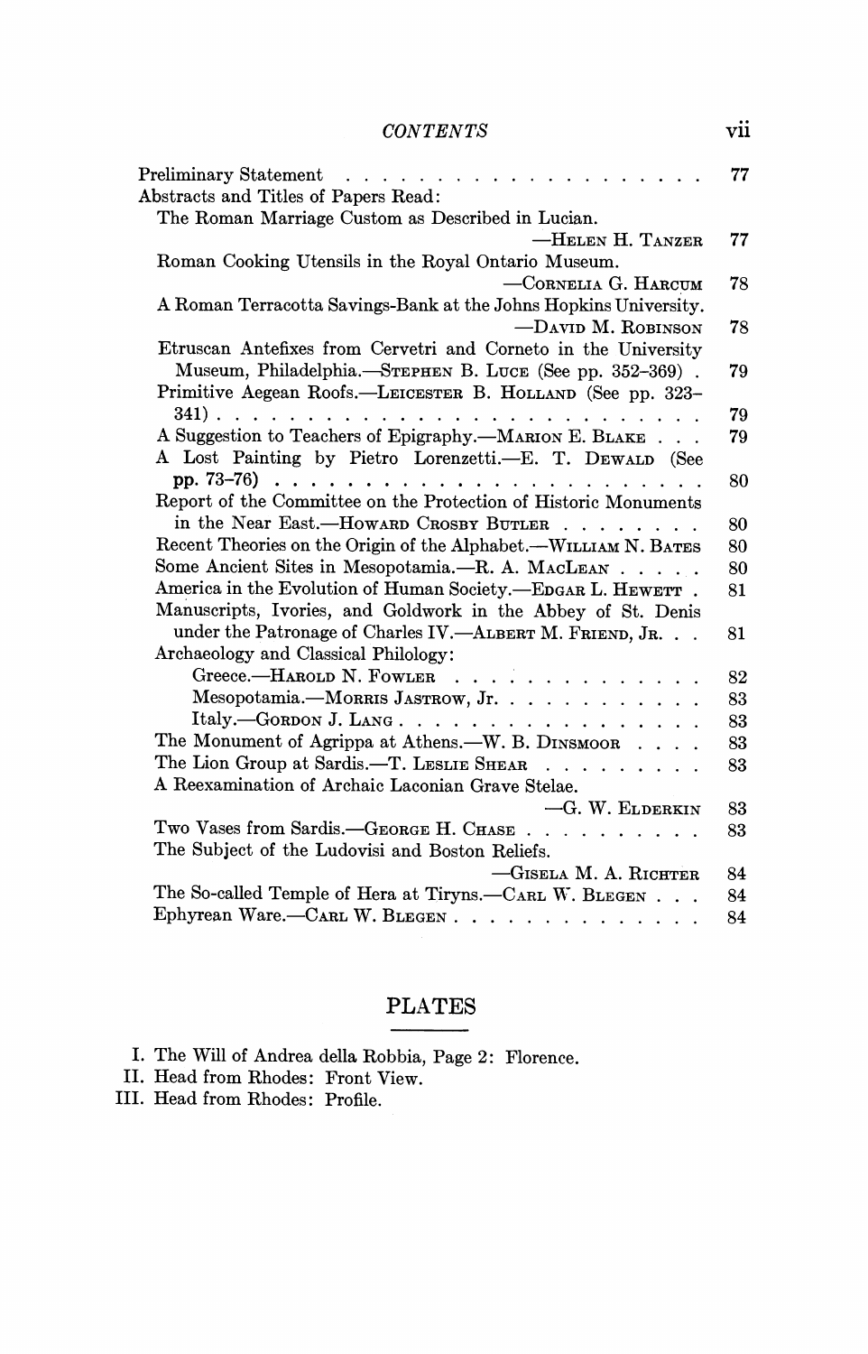Preliminary Statement . . . . . . . . . . . . . . . . . . . . 77

Abstracts and Titles of Papers Read:

The Roman Marriage Custom as Described in Lucian. —Helen H. Tanzer 77

Roman Cooking Utensils in the Royal Ontario Museum. —Cornelia G. Harcum 78

A Roman Terracotta Savings-Bank at the Johns Hopkins University. —David M. Robinson 78

Etruscan Antefixes from Cervetri and Corneto in the University Museum, Philadelphia.—Stephen B. Luce (See pp. 352–369) . 79

Primitive Aegean Roofs.—Leicester B. Holland (See pp. 323–341) . . . . . . . . . . . . . . . . . . . . . . . . . 79

A Suggestion to Teachers of Epigraphy.—Marion E. Blake . . . 79

A Lost Painting by Pietro Lorenzetti.—E. T. Dewald (See pp. 73–76) . . . . . . . . . . . . . . . . . . . . . . . 80

Report of the Committee on the Protection of Historic Monuments in the Near East.—Howard Crosby Butler . . . . . . . . 80

Recent Theories on the Origin of the Alphabet.—William N. Bates 80

Some Ancient Sites in Mesopotamia.—R. A. MacLean . . . . . 80

America in the Evolution of Human Society.—Edgar L. Hewett . 81

Manuscripts, Ivories, and Goldwork in the Abbey of St. Denis under the Patronage of Charles IV.—Albert M. Friend, Jr. . . 81

Archaeology and Classical Philology:

- Greece.—Harold N. Fowler . . . . . . . . . . . . . . 82
- Mesopotamia.—Morris Jastrow, Jr. . . . . . . . . . . . 83
- Italy.—Gordon J. Lang . . . . . . . . . . . . . . . . . 83

The Monument of Agrippa at Athens.—W. B. Dinsmoor . . . . 83

The Lion Group at Sardis.—T. Leslie Shear . . . . . . . . . 83

A Reexamination of Archaic Laconian Grave Stelae. —G. W. Elderkin 83

Two Vases from Sardis.—George H. Chase . . . . . . . . . . 83

The Subject of the Ludovisi and Boston Reliefs. —Gisela M. A. Richter 84

The So-called Temple of Hera at Tiryns.—Carl W. Blegen . . . 84

Ephyrean Ware.—Carl W. Blegen . . . . . . . . . . . . . . 84

## PLATES

I. The Will of Andrea della Robbia, Page 2: Florence.

II. Head from Rhodes: Front View.

III. Head from Rhodes: Profile.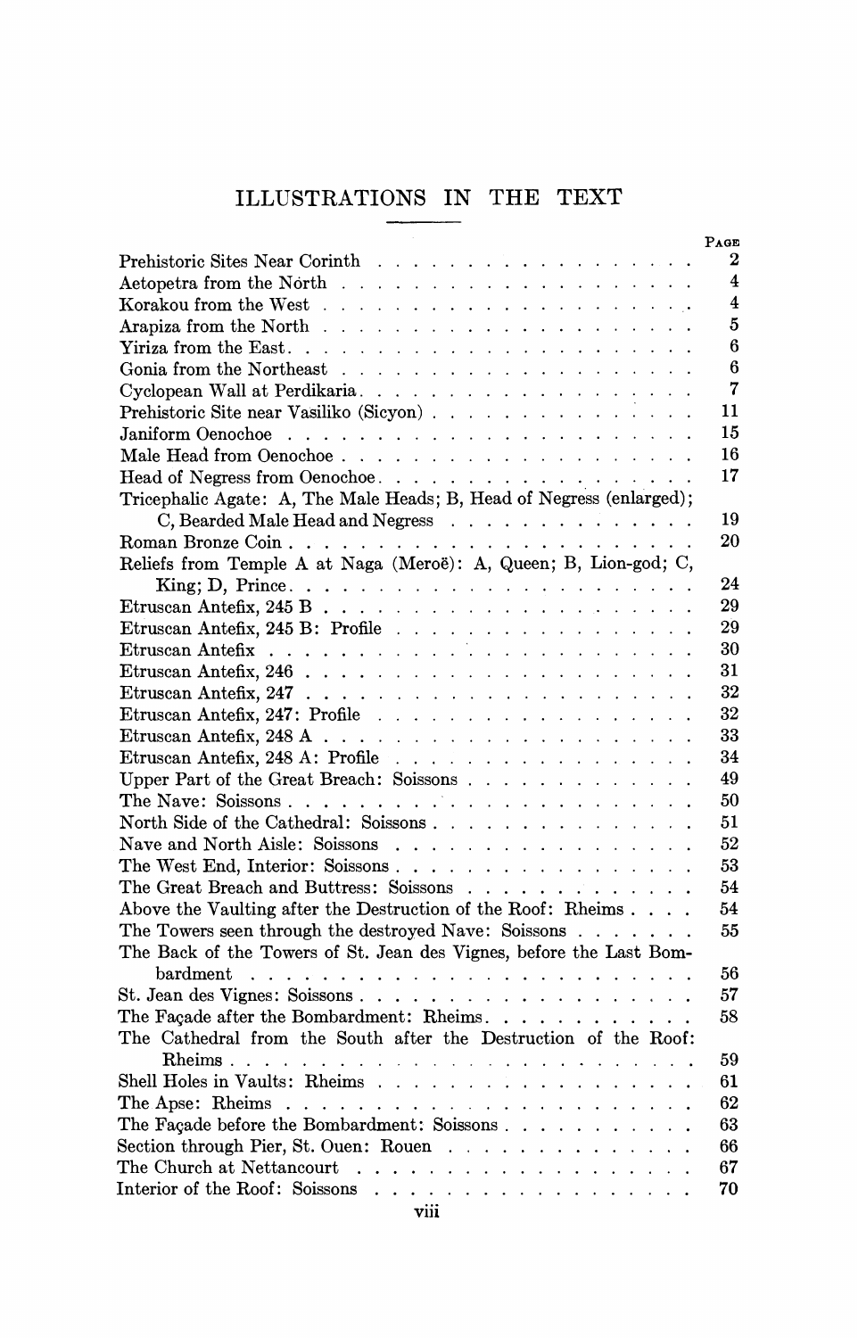# ILLUSTRATIONS IN THE TEXT

| | Page |
|---|---|
| Prehistoric Sites Near Corinth | 2 |
| Aetopetra from the North | 4 |
| Korakou from the West | 4 |
| Arapiza from the North | 5 |
| Yiriza from the East | 6 |
| Gonia from the Northeast | 6 |
| Cyclopean Wall at Perdikaria | 7 |
| Prehistoric Site near Vasiliko (Sicyon) | 11 |
| Janiform Oenochoe | 15 |
| Male Head from Oenochoe | 16 |
| Head of Negress from Oenochoe | 17 |
| Tricephalic Agate: A, The Male Heads; B, Head of Negress (enlarged); C, Bearded Male Head and Negress | 19 |
| Roman Bronze Coin | 20 |
| Reliefs from Temple A at Naga (Meroë): A, Queen; B, Lion-god; C, King; D, Prince | 24 |
| Etruscan Antefix, 245 B | 29 |
| Etruscan Antefix, 245 B: Profile | 29 |
| Etruscan Antefix | 30 |
| Etruscan Antefix, 246 | 31 |
| Etruscan Antefix, 247 | 32 |
| Etruscan Antefix, 247: Profile | 32 |
| Etruscan Antefix, 248 A | 33 |
| Etruscan Antefix, 248 A: Profile | 34 |
| Upper Part of the Great Breach: Soissons | 49 |
| The Nave: Soissons | 50 |
| North Side of the Cathedral: Soissons | 51 |
| Nave and North Aisle: Soissons | 52 |
| The West End, Interior: Soissons | 53 |
| The Great Breach and Buttress: Soissons | 54 |
| Above the Vaulting after the Destruction of the Roof: Rheims | 54 |
| The Towers seen through the destroyed Nave: Soissons | 55 |
| The Back of the Towers of St. Jean des Vignes, before the Last Bombardment | 56 |
| St. Jean des Vignes: Soissons | 57 |
| The Façade after the Bombardment: Rheims | 58 |
| The Cathedral from the South after the Destruction of the Roof: Rheims | 59 |
| Shell Holes in Vaults: Rheims | 61 |
| The Apse: Rheims | 62 |
| The Façade before the Bombardment: Soissons | 63 |
| Section through Pier, St. Ouen: Rouen | 66 |
| The Church at Nettancourt | 67 |
| Interior of the Roof: Soissons | 70 |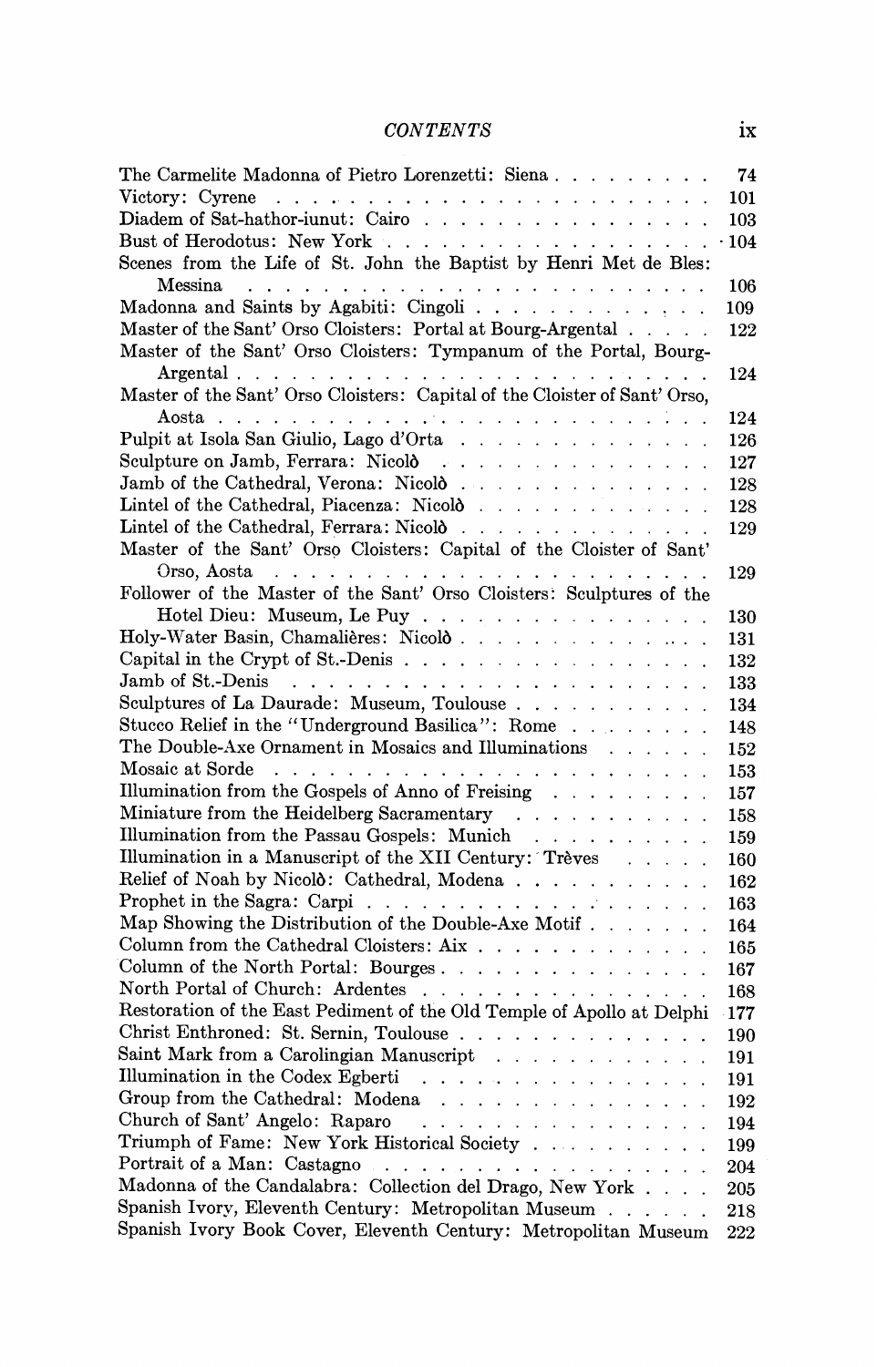| | |
|---|---|
| The Carmelite Madonna of Pietro Lorenzetti: Siena | 74 |
| Victory: Cyrene | 101 |
| Diadem of Sat-hathor-iunut: Cairo | 103 |
| Bust of Herodotus: New York | 104 |
| Scenes from the Life of St. John the Baptist by Henri Met de Bles: Messina | 106 |
| Madonna and Saints by Agabiti: Cingoli | 109 |
| Master of the Sant' Orso Cloisters: Portal at Bourg-Argental | 122 |
| Master of the Sant' Orso Cloisters: Tympanum of the Portal, Bourg-Argental | 124 |
| Master of the Sant' Orso Cloisters: Capital of the Cloister of Sant' Orso, Aosta | 124 |
| Pulpit at Isola San Giulio, Lago d'Orta | 126 |
| Sculpture on Jamb, Ferrara: Nicolò | 127 |
| Jamb of the Cathedral, Verona: Nicolò | 128 |
| Lintel of the Cathedral, Piacenza: Nicolò | 128 |
| Lintel of the Cathedral, Ferrara: Nicolò | 129 |
| Master of the Sant' Orso Cloisters: Capital of the Cloister of Sant' Orso, Aosta | 129 |
| Follower of the Master of the Sant' Orso Cloisters: Sculptures of the Hotel Dieu: Museum, Le Puy | 130 |
| Holy-Water Basin, Chamalières: Nicolò | 131 |
| Capital in the Crypt of St.-Denis | 132 |
| Jamb of St.-Denis | 133 |
| Sculptures of La Daurade: Museum, Toulouse | 134 |
| Stucco Relief in the "Underground Basilica": Rome | 148 |
| The Double-Axe Ornament in Mosaics and Illuminations | 152 |
| Mosaic at Sorde | 153 |
| Illumination from the Gospels of Anno of Freising | 157 |
| Miniature from the Heidelberg Sacramentary | 158 |
| Illumination from the Passau Gospels: Munich | 159 |
| Illumination in a Manuscript of the XII Century: Trèves | 160 |
| Relief of Noah by Nicolò: Cathedral, Modena | 162 |
| Prophet in the Sagra: Carpi | 163 |
| Map Showing the Distribution of the Double-Axe Motif | 164 |
| Column from the Cathedral Cloisters: Aix | 165 |
| Column of the North Portal: Bourges | 167 |
| North Portal of Church: Ardentes | 168 |
| Restoration of the East Pediment of the Old Temple of Apollo at Delphi | 177 |
| Christ Enthroned: St. Sernin, Toulouse | 190 |
| Saint Mark from a Carolingian Manuscript | 191 |
| Illumination in the Codex Egberti | 191 |
| Group from the Cathedral: Modena | 192 |
| Church of Sant' Angelo: Raparo | 194 |
| Triumph of Fame: New York Historical Society | 199 |
| Portrait of a Man: Castagno | 204 |
| Madonna of the Candalabra: Collection del Drago, New York | 205 |
| Spanish Ivory, Eleventh Century: Metropolitan Museum | 218 |
| Spanish Ivory Book Cover, Eleventh Century: Metropolitan Museum | 222 |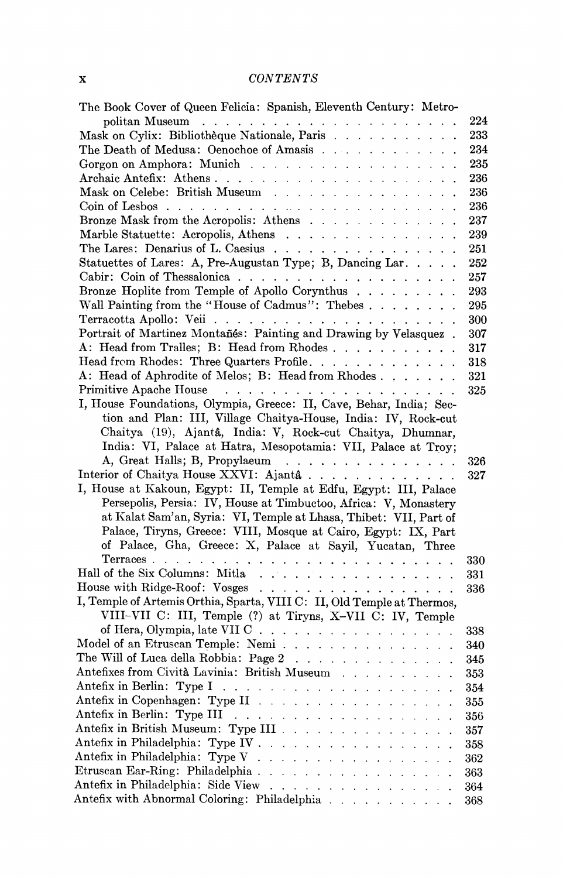## CONTENTS

The Book Cover of Queen Felicia: Spanish, Eleventh Century: Metropolitan Museum . . . . . 224
Mask on Cylix: Bibliothèque Nationale, Paris . . . . . 233
The Death of Medusa: Oenochoe of Amasis . . . . . 234
Gorgon on Amphora: Munich . . . . . 235
Archaic Antefix: Athens . . . . . 236
Mask on Celebe: British Museum . . . . . 236
Coin of Lesbos . . . . . 236
Bronze Mask from the Acropolis: Athens . . . . . 237
Marble Statuette: Acropolis, Athens . . . . . 239
The Lares: Denarius of L. Caesius . . . . . 251
Statuettes of Lares: A, Pre-Augustan Type; B, Dancing Lar. . . . . 252
Cabir: Coin of Thessalonica . . . . . 257
Bronze Hoplite from Temple of Apollo Corynthus . . . . . 293
Wall Painting from the "House of Cadmus": Thebes . . . . . 295
Terracotta Apollo: Veii . . . . . 300
Portrait of Martinez Montañés: Painting and Drawing by Velasquez . 307
A: Head from Tralles; B: Head from Rhodes . . . . . 317
Head from Rhodes: Three Quarters Profile. . . . . 318
A: Head of Aphrodite of Melos; B: Head from Rhodes . . . . . 321
Primitive Apache House . . . . . 325
I, House Foundations, Olympia, Greece: II, Cave, Behar, India; Section and Plan: III, Village Chaitya-House, India: IV, Rock-cut Chaitya (19), Ajantâ, India: V, Rock-cut Chaitya, Dhumnar, India: VI, Palace at Hatra, Mesopotamia: VII, Palace at Troy; A, Great Halls; B, Propylaeum . . . . . 326
Interior of Chaitya House XXVI: Ajantâ . . . . . 327
I, House at Kakoun, Egypt: II, Temple at Edfu, Egypt: III, Palace Persepolis, Persia: IV, House at Timbuctoo, Africa: V, Monastery at Kalat Sam'an, Syria: VI, Temple at Lhasa, Thibet: VII, Part of Palace, Tiryns, Greece: VIII, Mosque at Cairo, Egypt: IX, Part of Palace, Gha, Greece: X, Palace at Sayil, Yucatan, Three Terraces . . . . . 330
Hall of the Six Columns: Mitla . . . . . 331
House with Ridge-Roof: Vosges . . . . . 336
I, Temple of Artemis Orthia, Sparta, VIII C: II, Old Temple at Thermos, VIII–VII C: III, Temple (?) at Tiryns, X–VII C: IV, Temple of Hera, Olympia, late VII C . . . . . 338
Model of an Etruscan Temple: Nemi . . . . . 340
The Will of Luca della Robbia: Page 2 . . . . . 345
Antefixes from Cività Lavinia: British Museum . . . . . 353
Antefix in Berlin: Type I . . . . . 354
Antefix in Copenhagen: Type II . . . . . 355
Antefix in Berlin: Type III . . . . . 356
Antefix in British Museum: Type III . . . . . 357
Antefix in Philadelphia: Type IV . . . . . 358
Antefix in Philadelphia: Type V . . . . . 362
Etruscan Ear-Ring: Philadelphia . . . . . 363
Antefix in Philadelphia: Side View . . . . . 364
Antefix with Abnormal Coloring: Philadelphia . . . . . 368